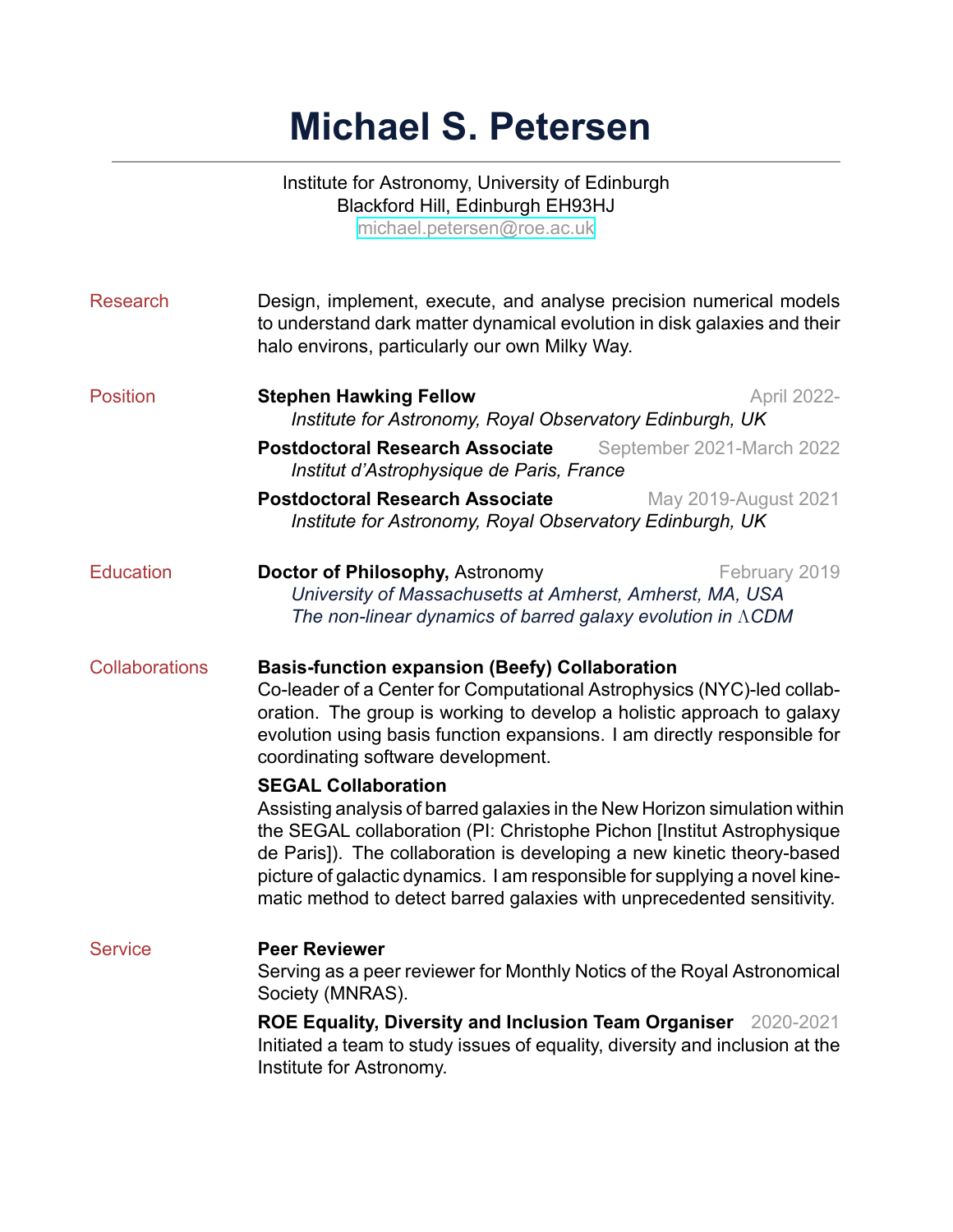# Michael S. Petersen

Institute for Astronomy, University of Edinburgh
Blackford Hill, Edinburgh EH93HJ
michael.petersen@roe.ac.uk

## Research

Design, implement, execute, and analyse precision numerical models to understand dark matter dynamical evolution in disk galaxies and their halo environs, particularly our own Milky Way.

## Position

**Stephen Hawking Fellow** — April 2022-
*Institute for Astronomy, Royal Observatory Edinburgh, UK*

**Postdoctoral Research Associate** — September 2021-March 2022
*Institut d'Astrophysique de Paris, France*

**Postdoctoral Research Associate** — May 2019-August 2021
*Institute for Astronomy, Royal Observatory Edinburgh, UK*

## Education

**Doctor of Philosophy,** Astronomy — February 2019
*University of Massachusetts at Amherst, Amherst, MA, USA*
*The non-linear dynamics of barred galaxy evolution in $\Lambda$CDM*

## Collaborations

**Basis-function expansion (Beefy) Collaboration**
Co-leader of a Center for Computational Astrophysics (NYC)-led collaboration. The group is working to develop a holistic approach to galaxy evolution using basis function expansions. I am directly responsible for coordinating software development.

**SEGAL Collaboration**
Assisting analysis of barred galaxies in the New Horizon simulation within the SEGAL collaboration (PI: Christophe Pichon [Institut Astrophysique de Paris]). The collaboration is developing a new kinetic theory-based picture of galactic dynamics. I am responsible for supplying a novel kinematic method to detect barred galaxies with unprecedented sensitivity.

## Service

**Peer Reviewer**
Serving as a peer reviewer for Monthly Notics of the Royal Astronomical Society (MNRAS).

**ROE Equality, Diversity and Inclusion Team Organiser** — 2020-2021
Initiated a team to study issues of equality, diversity and inclusion at the Institute for Astronomy.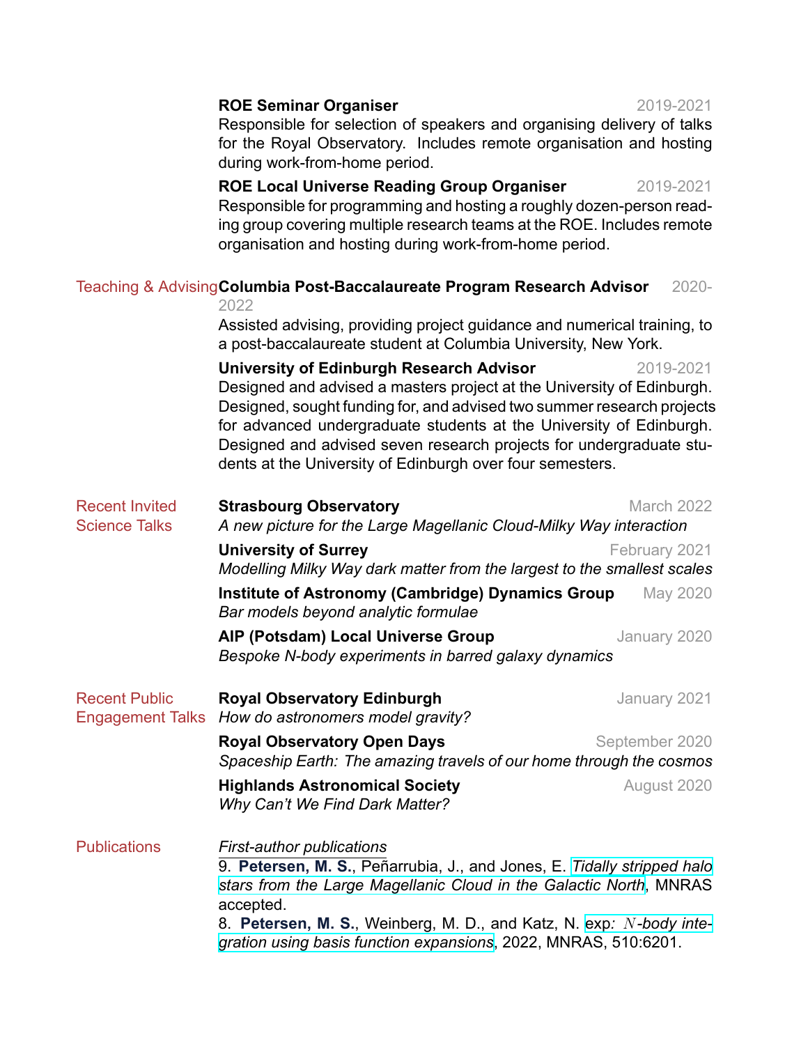**ROE Seminar Organiser** 2019-2021
Responsible for selection of speakers and organising delivery of talks for the Royal Observatory. Includes remote organisation and hosting during work-from-home period.

**ROE Local Universe Reading Group Organiser** 2019-2021
Responsible for programming and hosting a roughly dozen-person reading group covering multiple research teams at the ROE. Includes remote organisation and hosting during work-from-home period.

## Teaching & Advising

**Columbia Post-Baccalaureate Program Research Advisor** 2020-2022
Assisted advising, providing project guidance and numerical training, to a post-baccalaureate student at Columbia University, New York.

**University of Edinburgh Research Advisor** 2019-2021
Designed and advised a masters project at the University of Edinburgh. Designed, sought funding for, and advised two summer research projects for advanced undergraduate students at the University of Edinburgh. Designed and advised seven research projects for undergraduate students at the University of Edinburgh over four semesters.

## Recent Invited Science Talks

**Strasbourg Observatory** March 2022
*A new picture for the Large Magellanic Cloud-Milky Way interaction*

**University of Surrey** February 2021
*Modelling Milky Way dark matter from the largest to the smallest scales*

**Institute of Astronomy (Cambridge) Dynamics Group** May 2020
*Bar models beyond analytic formulae*

**AIP (Potsdam) Local Universe Group** January 2020
*Bespoke N-body experiments in barred galaxy dynamics*

## Recent Public Engagement Talks

**Royal Observatory Edinburgh** January 2021
*How do astronomers model gravity?*

**Royal Observatory Open Days** September 2020
*Spaceship Earth: The amazing travels of our home through the cosmos*

**Highlands Astronomical Society** August 2020
*Why Can't We Find Dark Matter?*

## Publications

*First-author publications*

9. **Petersen, M. S.**, Peñarrubia, J., and Jones, E. *Tidally stripped halo stars from the Large Magellanic Cloud in the Galactic North*, MNRAS accepted.

8. **Petersen, M. S.**, Weinberg, M. D., and Katz, N. *exp: $N$-body integration using basis function expansions*, 2022, MNRAS, 510:6201.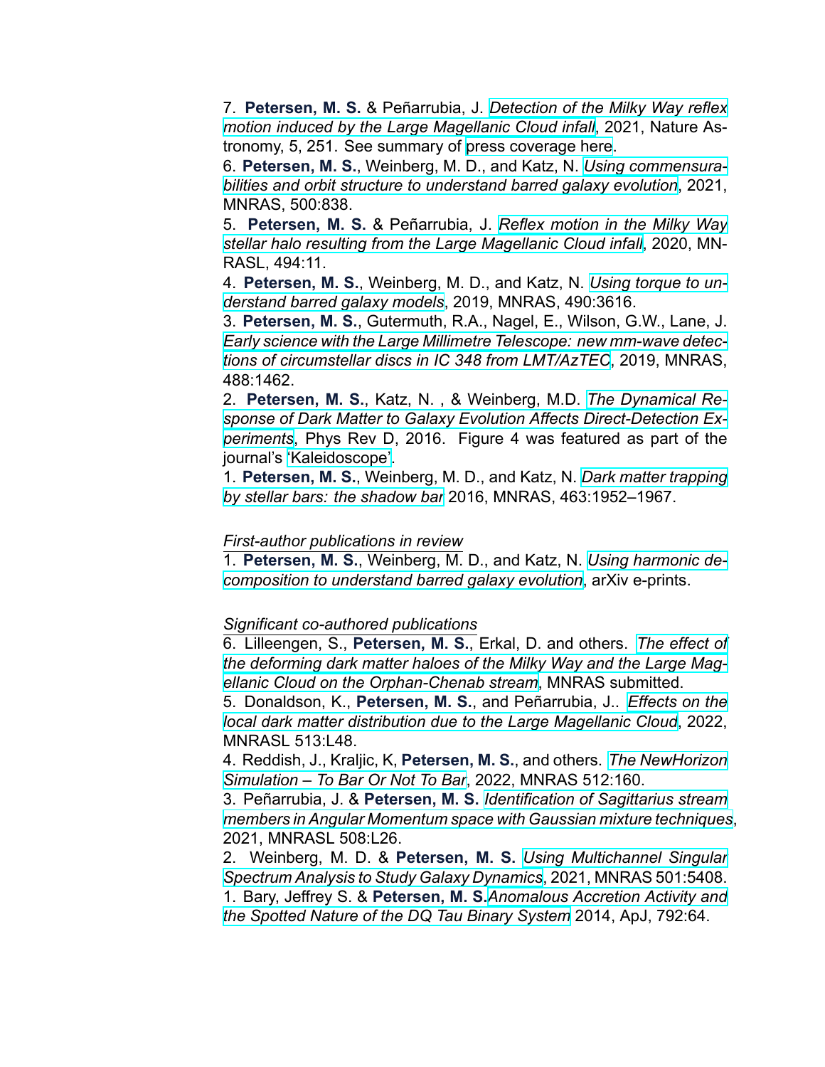7. **Petersen, M. S.** & Peñarrubia, J. *Detection of the Milky Way reflex motion induced by the Large Magellanic Cloud infall*, 2021, Nature Astronomy, 5, 251. See summary of press coverage here.

6. **Petersen, M. S.**, Weinberg, M. D., and Katz, N. *Using commensurabilities and orbit structure to understand barred galaxy evolution*, 2021, MNRAS, 500:838.

5. **Petersen, M. S.** & Peñarrubia, J. *Reflex motion in the Milky Way stellar halo resulting from the Large Magellanic Cloud infall*, 2020, MNRASL, 494:11.

4. **Petersen, M. S.**, Weinberg, M. D., and Katz, N. *Using torque to understand barred galaxy models*, 2019, MNRAS, 490:3616.

3. **Petersen, M. S.**, Gutermuth, R.A., Nagel, E., Wilson, G.W., Lane, J. *Early science with the Large Millimetre Telescope: new mm-wave detections of circumstellar discs in IC 348 from LMT/AzTEC*, 2019, MNRAS, 488:1462.

2. **Petersen, M. S.**, Katz, N. , & Weinberg, M.D. *The Dynamical Response of Dark Matter to Galaxy Evolution Affects Direct-Detection Experiments*, Phys Rev D, 2016. Figure 4 was featured as part of the journal's 'Kaleidoscope'.

1. **Petersen, M. S.**, Weinberg, M. D., and Katz, N. *Dark matter trapping by stellar bars: the shadow bar* 2016, MNRAS, 463:1952–1967.

*First-author publications in review*

1. **Petersen, M. S.**, Weinberg, M. D., and Katz, N. *Using harmonic decomposition to understand barred galaxy evolution*, arXiv e-prints.

*Significant co-authored publications*

6. Lilleengen, S., **Petersen, M. S.**, Erkal, D. and others. *The effect of the deforming dark matter haloes of the Milky Way and the Large Magellanic Cloud on the Orphan-Chenab stream*, MNRAS submitted.

5. Donaldson, K., **Petersen, M. S.**, and Peñarrubia, J.. *Effects on the local dark matter distribution due to the Large Magellanic Cloud*, 2022, MNRASL 513:L48.

4. Reddish, J., Kraljic, K, **Petersen, M. S.**, and others. *The NewHorizon Simulation – To Bar Or Not To Bar*, 2022, MNRAS 512:160.

3. Peñarrubia, J. & **Petersen, M. S.** *Identification of Sagittarius stream members in Angular Momentum space with Gaussian mixture techniques*, 2021, MNRASL 508:L26.

2. Weinberg, M. D. & **Petersen, M. S.** *Using Multichannel Singular Spectrum Analysis to Study Galaxy Dynamics*, 2021, MNRAS 501:5408.

1. Bary, Jeffrey S. & **Petersen, M. S.** *Anomalous Accretion Activity and the Spotted Nature of the DQ Tau Binary System* 2014, ApJ, 792:64.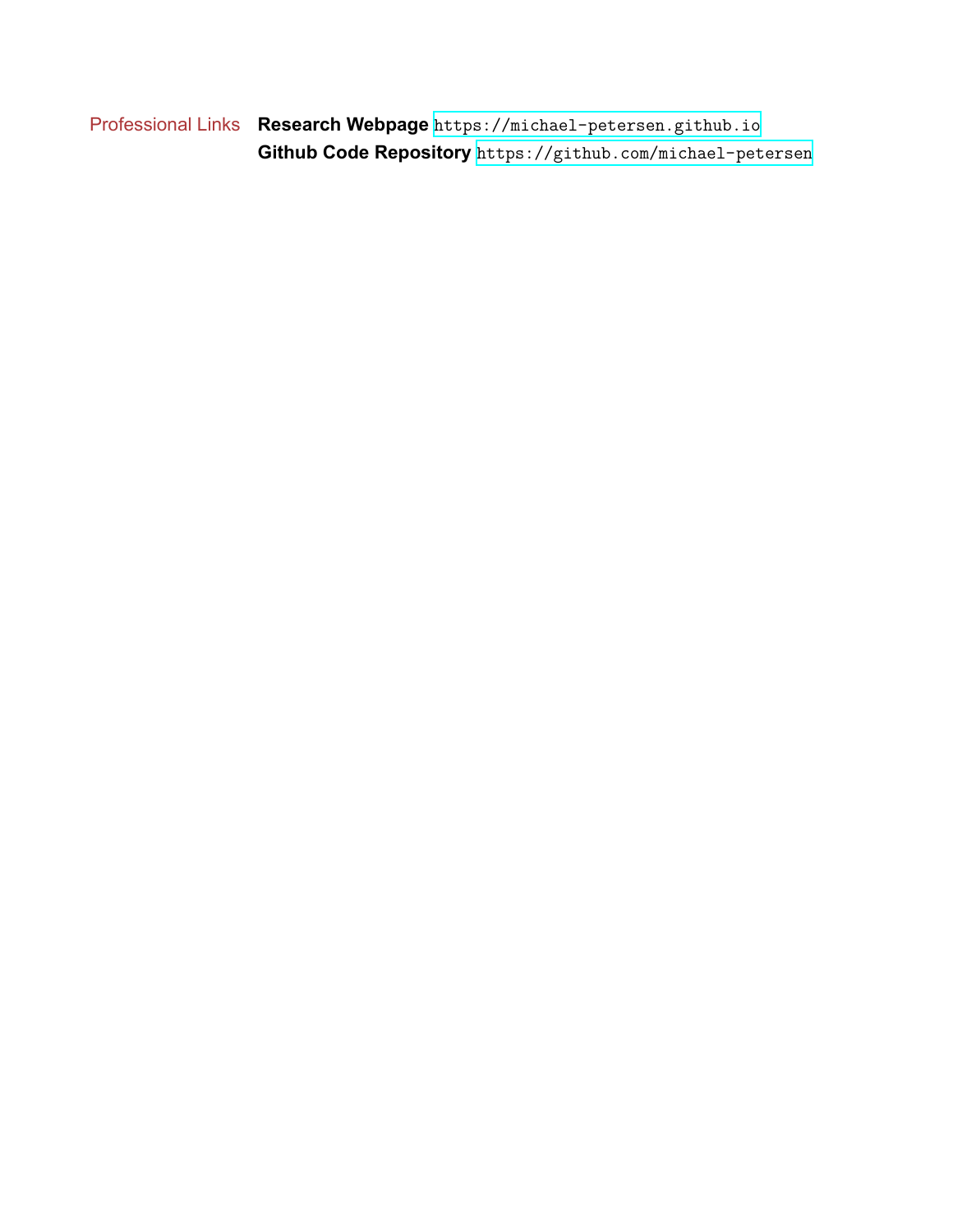## Professional Links

**Research Webpage** https://michael-petersen.github.io

**Github Code Repository** https://github.com/michael-petersen